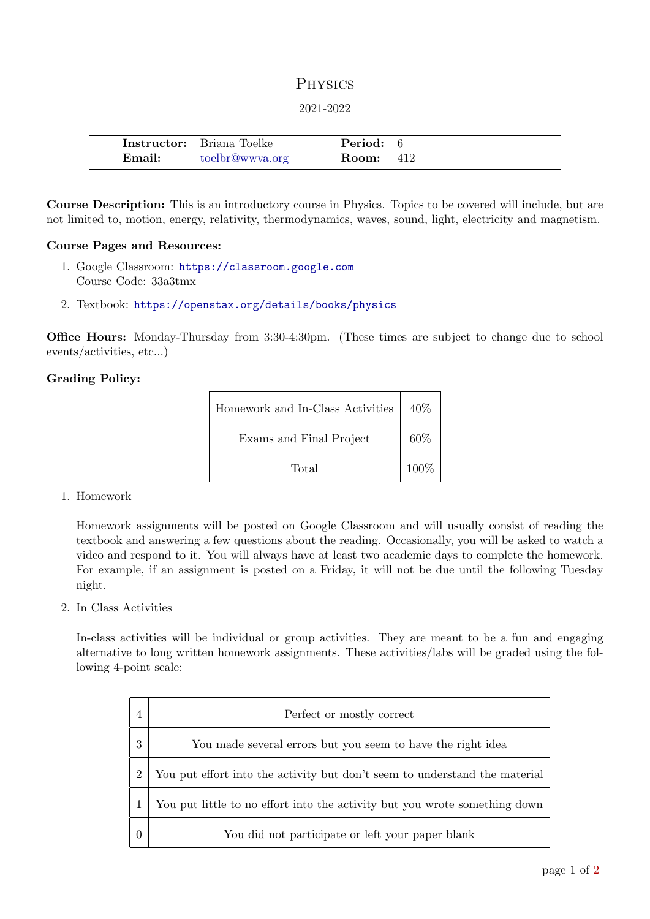# Physics

2021-2022

| **Instructor:** | Briana Toelke | **Period:** | 6 |
|---|---|---|---|
| **Email:** | toelbr@wwva.org | **Room:** | 412 |

**Course Description:** This is an introductory course in Physics. Topics to be covered will include, but are not limited to, motion, energy, relativity, thermodynamics, waves, sound, light, electricity and magnetism.

**Course Pages and Resources:**

1. Google Classroom: https://classroom.google.com
   Course Code: 33a3tmx
2. Textbook: https://openstax.org/details/books/physics

**Office Hours:** Monday-Thursday from 3:30-4:30pm. (These times are subject to change due to school events/activities, etc...)

**Grading Policy:**

| Category | Weight |
|---|---|
| Homework and In-Class Activities | 40% |
| Exams and Final Project | 60% |
| Total | 100% |

1. Homework

   Homework assignments will be posted on Google Classroom and will usually consist of reading the textbook and answering a few questions about the reading. Occasionally, you will be asked to watch a video and respond to it. You will always have at least two academic days to complete the homework. For example, if an assignment is posted on a Friday, it will not be due until the following Tuesday night.

2. In Class Activities

   In-class activities will be individual or group activities. They are meant to be a fun and engaging alternative to long written homework assignments. These activities/labs will be graded using the following 4-point scale:

| Score | Description |
|---|---|
| 4 | Perfect or mostly correct |
| 3 | You made several errors but you seem to have the right idea |
| 2 | You put effort into the activity but don't seem to understand the material |
| 1 | You put little to no effort into the activity but you wrote something down |
| 0 | You did not participate or left your paper blank |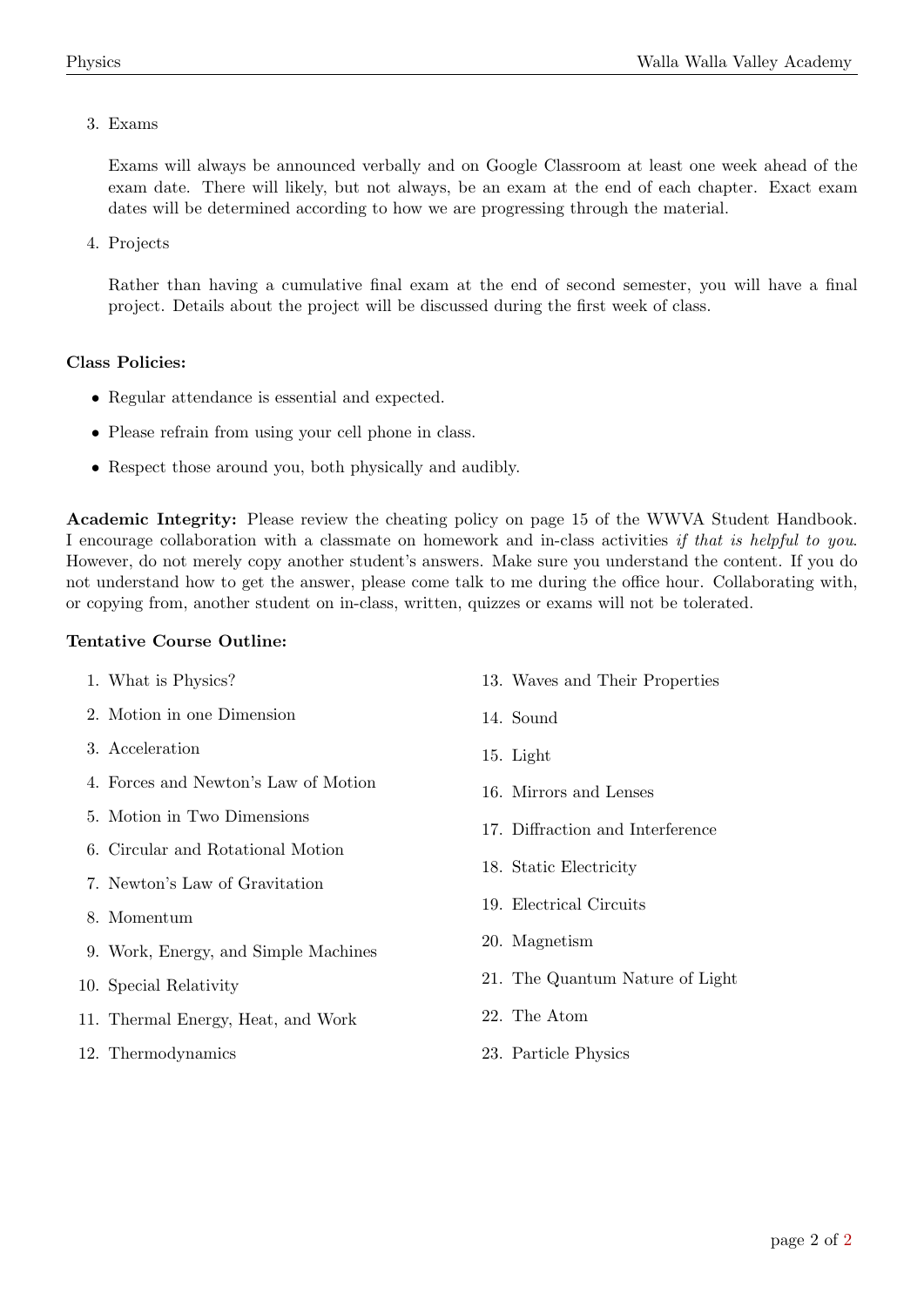3. Exams

   Exams will always be announced verbally and on Google Classroom at least one week ahead of the exam date. There will likely, but not always, be an exam at the end of each chapter. Exact exam dates will be determined according to how we are progressing through the material.

4. Projects

   Rather than having a cumulative final exam at the end of second semester, you will have a final project. Details about the project will be discussed during the first week of class.

**Class Policies:**

- Regular attendance is essential and expected.
- Please refrain from using your cell phone in class.
- Respect those around you, both physically and audibly.

**Academic Integrity:** Please review the cheating policy on page 15 of the WWVA Student Handbook. I encourage collaboration with a classmate on homework and in-class activities *if that is helpful to you*. However, do not merely copy another student's answers. Make sure you understand the content. If you do not understand how to get the answer, please come talk to me during the office hour. Collaborating with, or copying from, another student on in-class, written, quizzes or exams will not be tolerated.

**Tentative Course Outline:**

1. What is Physics?
2. Motion in one Dimension
3. Acceleration
4. Forces and Newton's Law of Motion
5. Motion in Two Dimensions
6. Circular and Rotational Motion
7. Newton's Law of Gravitation
8. Momentum
9. Work, Energy, and Simple Machines
10. Special Relativity
11. Thermal Energy, Heat, and Work
12. Thermodynamics
13. Waves and Their Properties
14. Sound
15. Light
16. Mirrors and Lenses
17. Diffraction and Interference
18. Static Electricity
19. Electrical Circuits
20. Magnetism
21. The Quantum Nature of Light
22. The Atom
23. Particle Physics